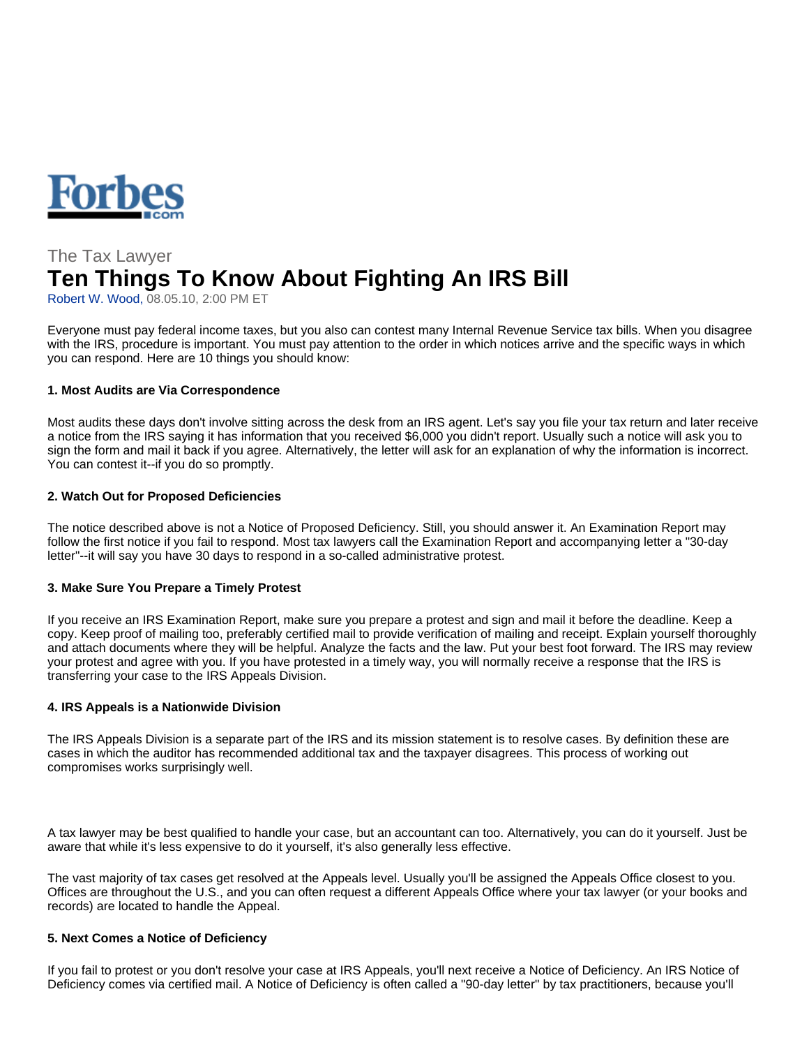Forbes.com

The Tax Lawyer

# Ten Things To Know About Fighting An IRS Bill

Robert W. Wood, 08.05.10, 2:00 PM ET

Everyone must pay federal income taxes, but you also can contest many Internal Revenue Service tax bills. When you disagree with the IRS, procedure is important. You must pay attention to the order in which notices arrive and the specific ways in which you can respond. Here are 10 things you should know:

**1. Most Audits are Via Correspondence**

Most audits these days don't involve sitting across the desk from an IRS agent. Let's say you file your tax return and later receive a notice from the IRS saying it has information that you received $6,000 you didn't report. Usually such a notice will ask you to sign the form and mail it back if you agree. Alternatively, the letter will ask for an explanation of why the information is incorrect. You can contest it--if you do so promptly.

**2. Watch Out for Proposed Deficiencies**

The notice described above is not a Notice of Proposed Deficiency. Still, you should answer it. An Examination Report may follow the first notice if you fail to respond. Most tax lawyers call the Examination Report and accompanying letter a "30-day letter"--it will say you have 30 days to respond in a so-called administrative protest.

**3. Make Sure You Prepare a Timely Protest**

If you receive an IRS Examination Report, make sure you prepare a protest and sign and mail it before the deadline. Keep a copy. Keep proof of mailing too, preferably certified mail to provide verification of mailing and receipt. Explain yourself thoroughly and attach documents where they will be helpful. Analyze the facts and the law. Put your best foot forward. The IRS may review your protest and agree with you. If you have protested in a timely way, you will normally receive a response that the IRS is transferring your case to the IRS Appeals Division.

**4. IRS Appeals is a Nationwide Division**

The IRS Appeals Division is a separate part of the IRS and its mission statement is to resolve cases. By definition these are cases in which the auditor has recommended additional tax and the taxpayer disagrees. This process of working out compromises works surprisingly well.

A tax lawyer may be best qualified to handle your case, but an accountant can too. Alternatively, you can do it yourself. Just be aware that while it's less expensive to do it yourself, it's also generally less effective.

The vast majority of tax cases get resolved at the Appeals level. Usually you'll be assigned the Appeals Office closest to you. Offices are throughout the U.S., and you can often request a different Appeals Office where your tax lawyer (or your books and records) are located to handle the Appeal.

**5. Next Comes a Notice of Deficiency**

If you fail to protest or you don't resolve your case at IRS Appeals, you'll next receive a Notice of Deficiency. An IRS Notice of Deficiency comes via certified mail. A Notice of Deficiency is often called a "90-day letter" by tax practitioners, because you'll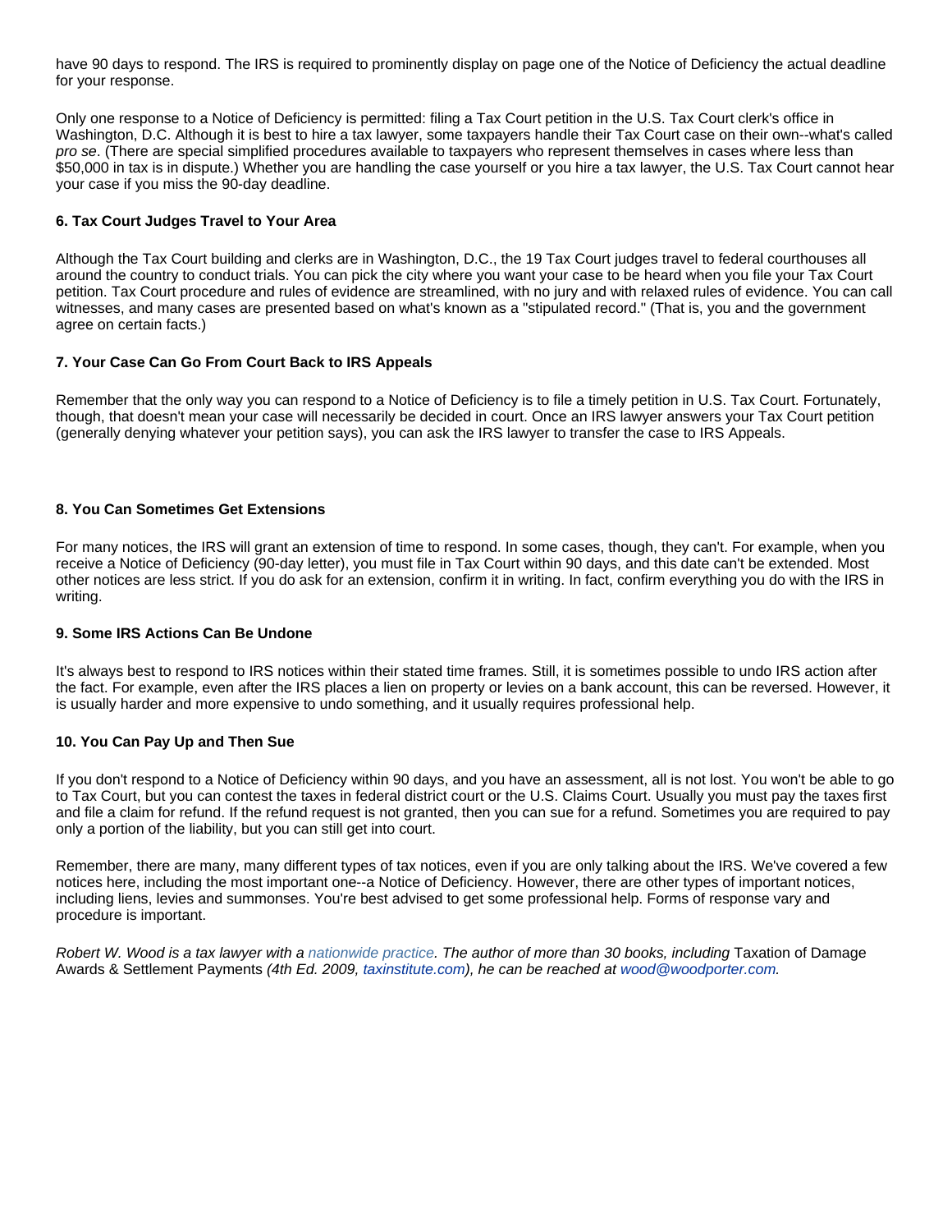have 90 days to respond. The IRS is required to prominently display on page one of the Notice of Deficiency the actual deadline for your response.

Only one response to a Notice of Deficiency is permitted: filing a Tax Court petition in the U.S. Tax Court clerk's office in Washington, D.C. Although it is best to hire a tax lawyer, some taxpayers handle their Tax Court case on their own--what's called *pro se*. (There are special simplified procedures available to taxpayers who represent themselves in cases where less than $50,000 in tax is in dispute.) Whether you are handling the case yourself or you hire a tax lawyer, the U.S. Tax Court cannot hear your case if you miss the 90-day deadline.

**6. Tax Court Judges Travel to Your Area**

Although the Tax Court building and clerks are in Washington, D.C., the 19 Tax Court judges travel to federal courthouses all around the country to conduct trials. You can pick the city where you want your case to be heard when you file your Tax Court petition. Tax Court procedure and rules of evidence are streamlined, with no jury and with relaxed rules of evidence. You can call witnesses, and many cases are presented based on what's known as a "stipulated record." (That is, you and the government agree on certain facts.)

**7. Your Case Can Go From Court Back to IRS Appeals**

Remember that the only way you can respond to a Notice of Deficiency is to file a timely petition in U.S. Tax Court. Fortunately, though, that doesn't mean your case will necessarily be decided in court. Once an IRS lawyer answers your Tax Court petition (generally denying whatever your petition says), you can ask the IRS lawyer to transfer the case to IRS Appeals.

**8. You Can Sometimes Get Extensions**

For many notices, the IRS will grant an extension of time to respond. In some cases, though, they can't. For example, when you receive a Notice of Deficiency (90-day letter), you must file in Tax Court within 90 days, and this date can't be extended. Most other notices are less strict. If you do ask for an extension, confirm it in writing. In fact, confirm everything you do with the IRS in writing.

**9. Some IRS Actions Can Be Undone**

It's always best to respond to IRS notices within their stated time frames. Still, it is sometimes possible to undo IRS action after the fact. For example, even after the IRS places a lien on property or levies on a bank account, this can be reversed. However, it is usually harder and more expensive to undo something, and it usually requires professional help.

**10. You Can Pay Up and Then Sue**

If you don't respond to a Notice of Deficiency within 90 days, and you have an assessment, all is not lost. You won't be able to go to Tax Court, but you can contest the taxes in federal district court or the U.S. Claims Court. Usually you must pay the taxes first and file a claim for refund. If the refund request is not granted, then you can sue for a refund. Sometimes you are required to pay only a portion of the liability, but you can still get into court.

Remember, there are many, many different types of tax notices, even if you are only talking about the IRS. We've covered a few notices here, including the most important one--a Notice of Deficiency. However, there are other types of important notices, including liens, levies and summonses. You're best advised to get some professional help. Forms of response vary and procedure is important.

*Robert W. Wood is a tax lawyer with a nationwide practice. The author of more than 30 books, including* Taxation of Damage Awards & Settlement Payments *(4th Ed. 2009, taxinstitute.com), he can be reached at wood@woodporter.com.*